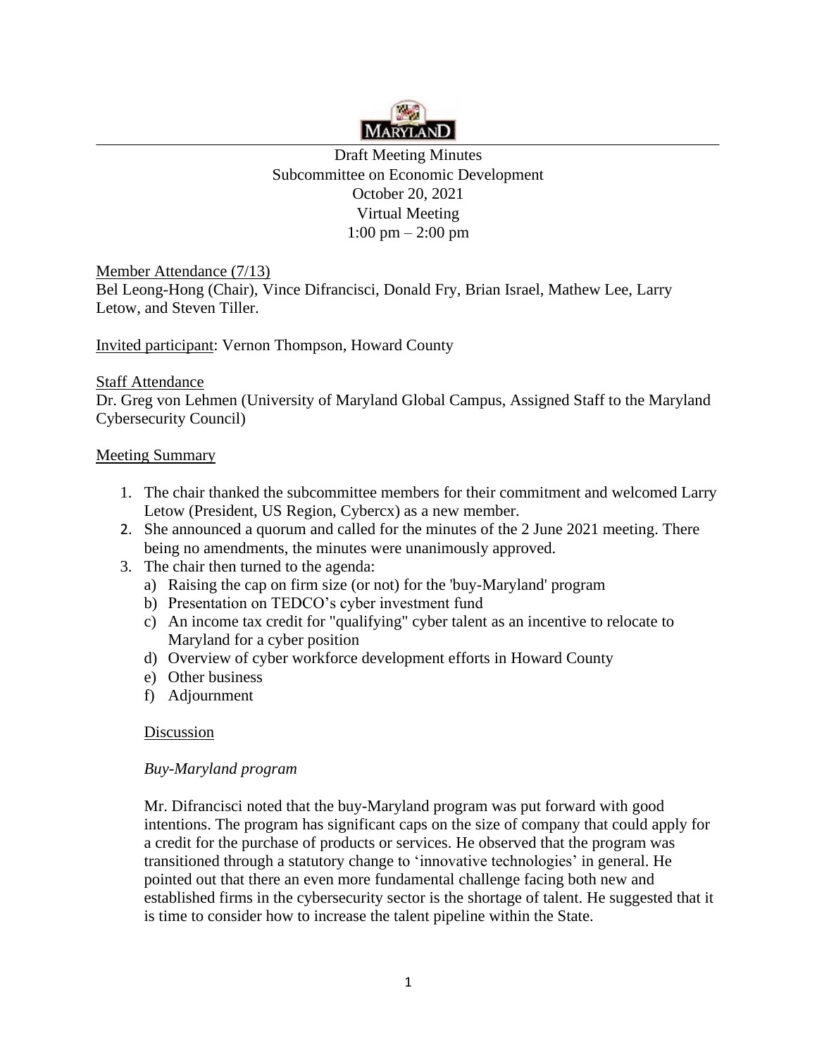Draft Meeting Minutes
Subcommittee on Economic Development
October 20, 2021
Virtual Meeting
1:00 pm – 2:00 pm

Member Attendance (7/13)
Bel Leong-Hong (Chair), Vince Difrancisci, Donald Fry, Brian Israel, Mathew Lee, Larry Letow, and Steven Tiller.

Invited participant: Vernon Thompson, Howard County

Staff Attendance
Dr. Greg von Lehmen (University of Maryland Global Campus, Assigned Staff to the Maryland Cybersecurity Council)

Meeting Summary

1. The chair thanked the subcommittee members for their commitment and welcomed Larry Letow (President, US Region, Cybercx) as a new member.
2. She announced a quorum and called for the minutes of the 2 June 2021 meeting. There being no amendments, the minutes were unanimously approved.
3. The chair then turned to the agenda:
   a) Raising the cap on firm size (or not) for the 'buy-Maryland' program
   b) Presentation on TEDCO's cyber investment fund
   c) An income tax credit for "qualifying" cyber talent as an incentive to relocate to Maryland for a cyber position
   d) Overview of cyber workforce development efforts in Howard County
   e) Other business
   f) Adjournment

Discussion

*Buy-Maryland program*

Mr. Difrancisci noted that the buy-Maryland program was put forward with good intentions. The program has significant caps on the size of company that could apply for a credit for the purchase of products or services. He observed that the program was transitioned through a statutory change to 'innovative technologies' in general. He pointed out that there an even more fundamental challenge facing both new and established firms in the cybersecurity sector is the shortage of talent. He suggested that it is time to consider how to increase the talent pipeline within the State.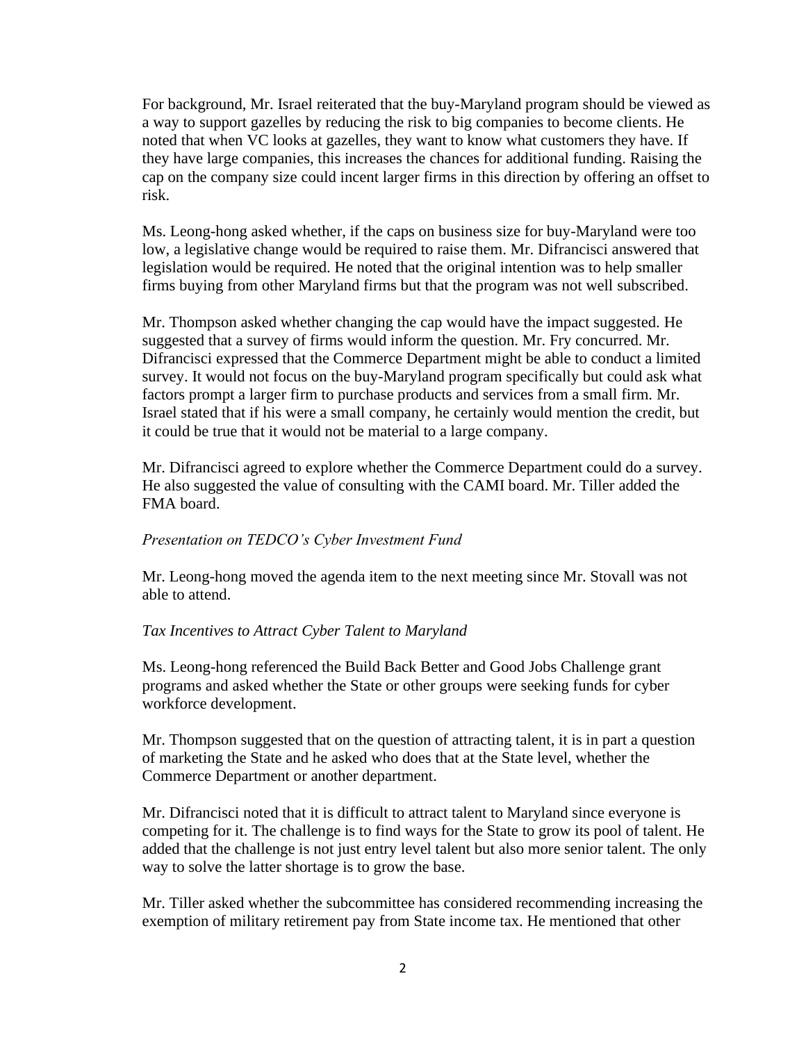For background, Mr. Israel reiterated that the buy-Maryland program should be viewed as a way to support gazelles by reducing the risk to big companies to become clients. He noted that when VC looks at gazelles, they want to know what customers they have. If they have large companies, this increases the chances for additional funding. Raising the cap on the company size could incent larger firms in this direction by offering an offset to risk.

Ms. Leong-hong asked whether, if the caps on business size for buy-Maryland were too low, a legislative change would be required to raise them. Mr. Difrancisci answered that legislation would be required. He noted that the original intention was to help smaller firms buying from other Maryland firms but that the program was not well subscribed.

Mr. Thompson asked whether changing the cap would have the impact suggested. He suggested that a survey of firms would inform the question. Mr. Fry concurred. Mr. Difrancisci expressed that the Commerce Department might be able to conduct a limited survey. It would not focus on the buy-Maryland program specifically but could ask what factors prompt a larger firm to purchase products and services from a small firm. Mr. Israel stated that if his were a small company, he certainly would mention the credit, but it could be true that it would not be material to a large company.

Mr. Difrancisci agreed to explore whether the Commerce Department could do a survey. He also suggested the value of consulting with the CAMI board. Mr. Tiller added the FMA board.

*Presentation on TEDCO's Cyber Investment Fund*

Mr. Leong-hong moved the agenda item to the next meeting since Mr. Stovall was not able to attend.

*Tax Incentives to Attract Cyber Talent to Maryland*

Ms. Leong-hong referenced the Build Back Better and Good Jobs Challenge grant programs and asked whether the State or other groups were seeking funds for cyber workforce development.

Mr. Thompson suggested that on the question of attracting talent, it is in part a question of marketing the State and he asked who does that at the State level, whether the Commerce Department or another department.

Mr. Difrancisci noted that it is difficult to attract talent to Maryland since everyone is competing for it. The challenge is to find ways for the State to grow its pool of talent. He added that the challenge is not just entry level talent but also more senior talent. The only way to solve the latter shortage is to grow the base.

Mr. Tiller asked whether the subcommittee has considered recommending increasing the exemption of military retirement pay from State income tax. He mentioned that other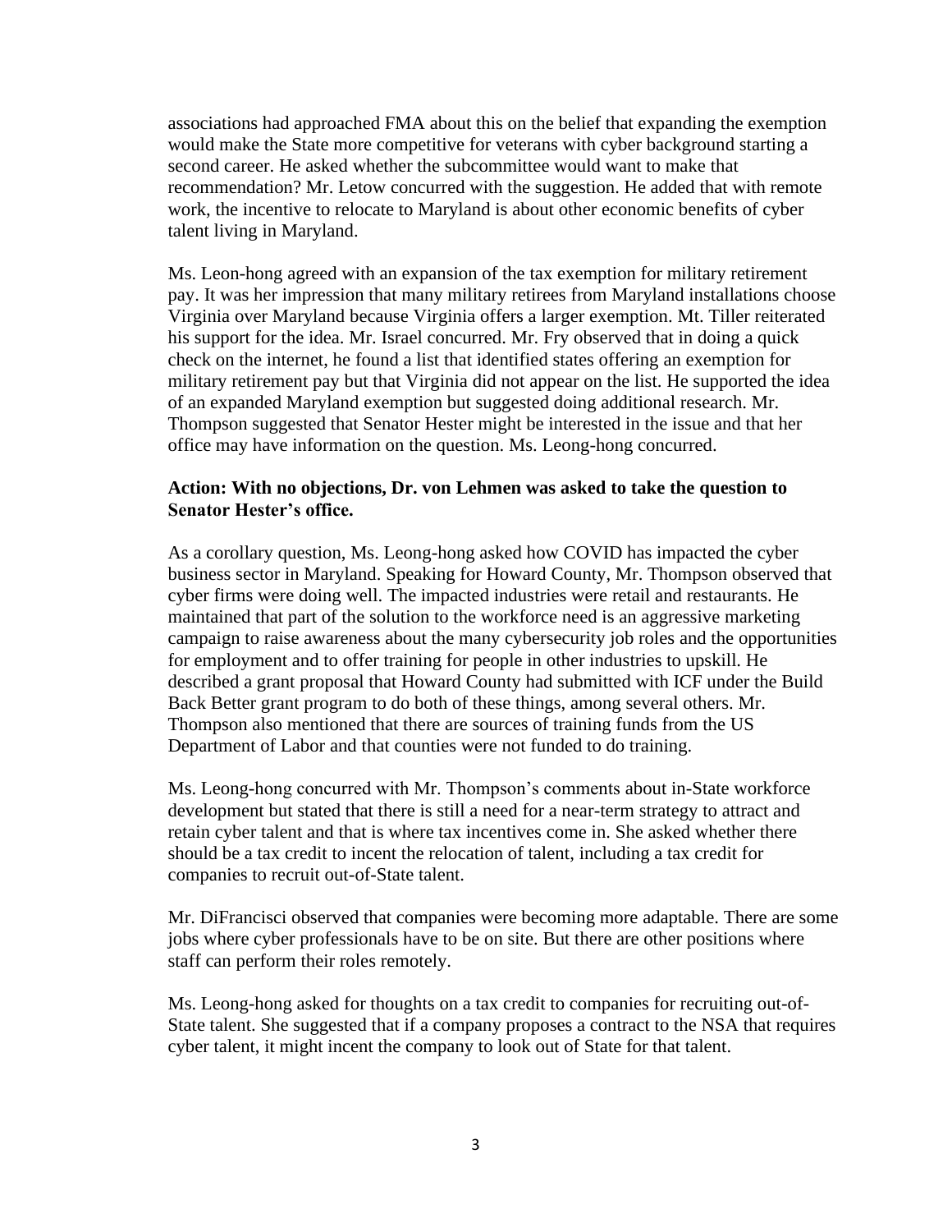associations had approached FMA about this on the belief that expanding the exemption would make the State more competitive for veterans with cyber background starting a second career. He asked whether the subcommittee would want to make that recommendation? Mr. Letow concurred with the suggestion. He added that with remote work, the incentive to relocate to Maryland is about other economic benefits of cyber talent living in Maryland.

Ms. Leon-hong agreed with an expansion of the tax exemption for military retirement pay. It was her impression that many military retirees from Maryland installations choose Virginia over Maryland because Virginia offers a larger exemption. Mt. Tiller reiterated his support for the idea. Mr. Israel concurred. Mr. Fry observed that in doing a quick check on the internet, he found a list that identified states offering an exemption for military retirement pay but that Virginia did not appear on the list. He supported the idea of an expanded Maryland exemption but suggested doing additional research. Mr. Thompson suggested that Senator Hester might be interested in the issue and that her office may have information on the question. Ms. Leong-hong concurred.

**Action: With no objections, Dr. von Lehmen was asked to take the question to Senator Hester's office.**

As a corollary question, Ms. Leong-hong asked how COVID has impacted the cyber business sector in Maryland. Speaking for Howard County, Mr. Thompson observed that cyber firms were doing well. The impacted industries were retail and restaurants. He maintained that part of the solution to the workforce need is an aggressive marketing campaign to raise awareness about the many cybersecurity job roles and the opportunities for employment and to offer training for people in other industries to upskill. He described a grant proposal that Howard County had submitted with ICF under the Build Back Better grant program to do both of these things, among several others. Mr. Thompson also mentioned that there are sources of training funds from the US Department of Labor and that counties were not funded to do training.

Ms. Leong-hong concurred with Mr. Thompson's comments about in-State workforce development but stated that there is still a need for a near-term strategy to attract and retain cyber talent and that is where tax incentives come in. She asked whether there should be a tax credit to incent the relocation of talent, including a tax credit for companies to recruit out-of-State talent.

Mr. DiFrancisci observed that companies were becoming more adaptable. There are some jobs where cyber professionals have to be on site. But there are other positions where staff can perform their roles remotely.

Ms. Leong-hong asked for thoughts on a tax credit to companies for recruiting out-of-State talent. She suggested that if a company proposes a contract to the NSA that requires cyber talent, it might incent the company to look out of State for that talent.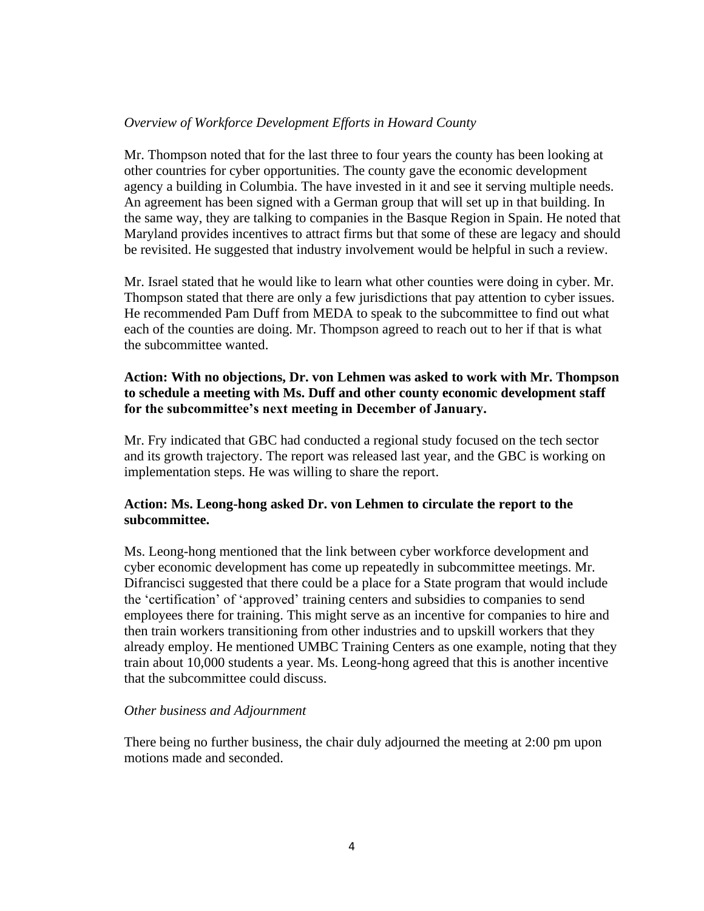*Overview of Workforce Development Efforts in Howard County*

Mr. Thompson noted that for the last three to four years the county has been looking at other countries for cyber opportunities. The county gave the economic development agency a building in Columbia. The have invested in it and see it serving multiple needs. An agreement has been signed with a German group that will set up in that building. In the same way, they are talking to companies in the Basque Region in Spain. He noted that Maryland provides incentives to attract firms but that some of these are legacy and should be revisited. He suggested that industry involvement would be helpful in such a review.

Mr. Israel stated that he would like to learn what other counties were doing in cyber. Mr. Thompson stated that there are only a few jurisdictions that pay attention to cyber issues. He recommended Pam Duff from MEDA to speak to the subcommittee to find out what each of the counties are doing. Mr. Thompson agreed to reach out to her if that is what the subcommittee wanted.

**Action: With no objections, Dr. von Lehmen was asked to work with Mr. Thompson to schedule a meeting with Ms. Duff and other county economic development staff for the subcommittee's next meeting in December of January.**

Mr. Fry indicated that GBC had conducted a regional study focused on the tech sector and its growth trajectory. The report was released last year, and the GBC is working on implementation steps. He was willing to share the report.

**Action: Ms. Leong-hong asked Dr. von Lehmen to circulate the report to the subcommittee.**

Ms. Leong-hong mentioned that the link between cyber workforce development and cyber economic development has come up repeatedly in subcommittee meetings. Mr. Difrancisci suggested that there could be a place for a State program that would include the 'certification' of 'approved' training centers and subsidies to companies to send employees there for training. This might serve as an incentive for companies to hire and then train workers transitioning from other industries and to upskill workers that they already employ. He mentioned UMBC Training Centers as one example, noting that they train about 10,000 students a year. Ms. Leong-hong agreed that this is another incentive that the subcommittee could discuss.

*Other business and Adjournment*

There being no further business, the chair duly adjourned the meeting at 2:00 pm upon motions made and seconded.